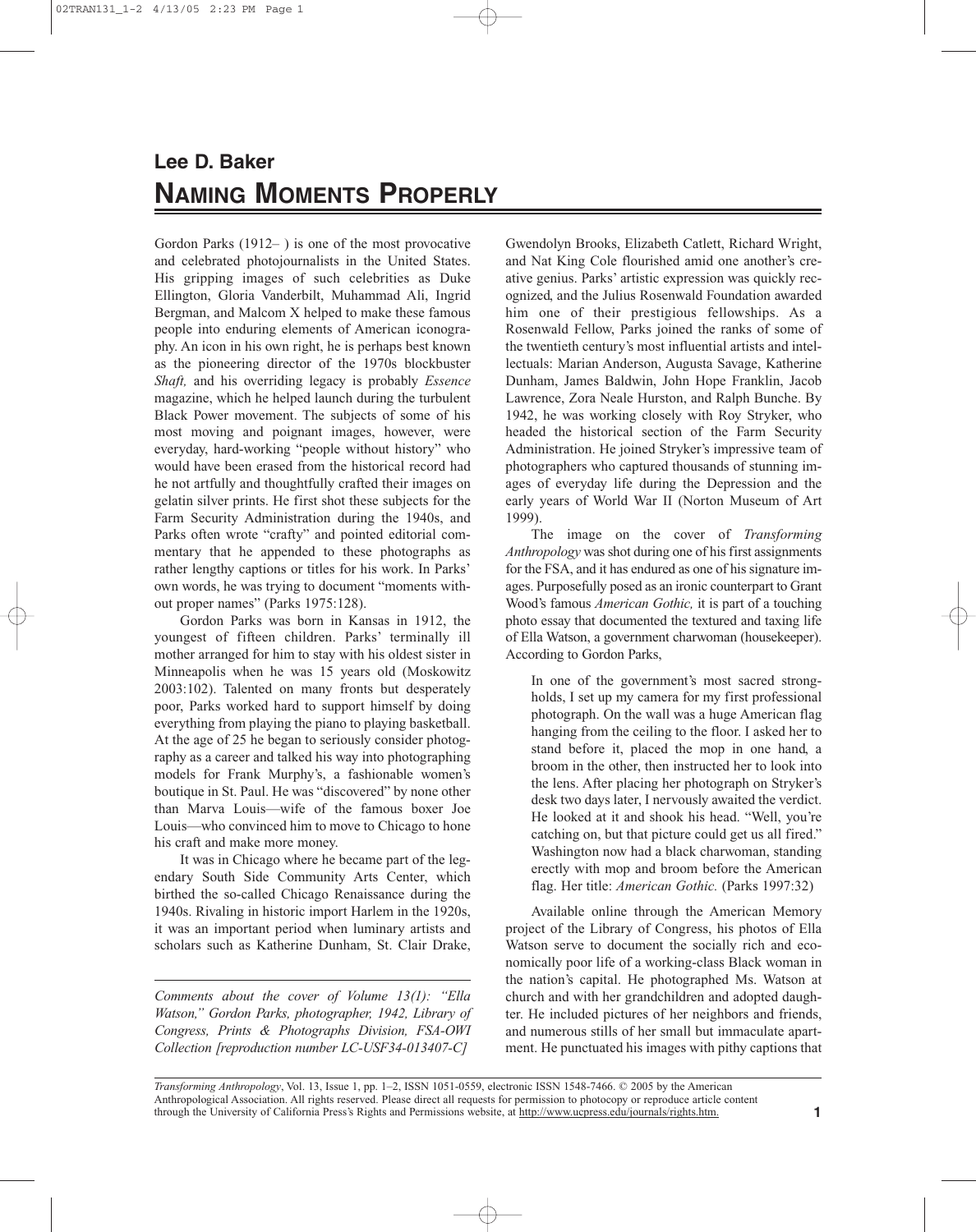# Lee D. Baker

## NAMING MOMENTS PROPERLY

Gordon Parks (1912– ) is one of the most provocative and celebrated photojournalists in the United States. His gripping images of such celebrities as Duke Ellington, Gloria Vanderbilt, Muhammad Ali, Ingrid Bergman, and Malcom X helped to make these famous people into enduring elements of American iconography. An icon in his own right, he is perhaps best known as the pioneering director of the 1970s blockbuster *Shaft,* and his overriding legacy is probably *Essence* magazine, which he helped launch during the turbulent Black Power movement. The subjects of some of his most moving and poignant images, however, were everyday, hard-working "people without history" who would have been erased from the historical record had he not artfully and thoughtfully crafted their images on gelatin silver prints. He first shot these subjects for the Farm Security Administration during the 1940s, and Parks often wrote "crafty" and pointed editorial commentary that he appended to these photographs as rather lengthy captions or titles for his work. In Parks' own words, he was trying to document "moments without proper names" (Parks 1975:128).

Gordon Parks was born in Kansas in 1912, the youngest of fifteen children. Parks' terminally ill mother arranged for him to stay with his oldest sister in Minneapolis when he was 15 years old (Moskowitz 2003:102). Talented on many fronts but desperately poor, Parks worked hard to support himself by doing everything from playing the piano to playing basketball. At the age of 25 he began to seriously consider photography as a career and talked his way into photographing models for Frank Murphy's, a fashionable women's boutique in St. Paul. He was "discovered" by none other than Marva Louis—wife of the famous boxer Joe Louis—who convinced him to move to Chicago to hone his craft and make more money.

It was in Chicago where he became part of the legendary South Side Community Arts Center, which birthed the so-called Chicago Renaissance during the 1940s. Rivaling in historic import Harlem in the 1920s, it was an important period when luminary artists and scholars such as Katherine Dunham, St. Clair Drake, Gwendolyn Brooks, Elizabeth Catlett, Richard Wright, and Nat King Cole flourished amid one another's creative genius. Parks' artistic expression was quickly recognized, and the Julius Rosenwald Foundation awarded him one of their prestigious fellowships. As a Rosenwald Fellow, Parks joined the ranks of some of the twentieth century's most influential artists and intellectuals: Marian Anderson, Augusta Savage, Katherine Dunham, James Baldwin, John Hope Franklin, Jacob Lawrence, Zora Neale Hurston, and Ralph Bunche. By 1942, he was working closely with Roy Stryker, who headed the historical section of the Farm Security Administration. He joined Stryker's impressive team of photographers who captured thousands of stunning images of everyday life during the Depression and the early years of World War II (Norton Museum of Art 1999).

The image on the cover of *Transforming Anthropology* was shot during one of his first assignments for the FSA, and it has endured as one of his signature images. Purposefully posed as an ironic counterpart to Grant Wood's famous *American Gothic,* it is part of a touching photo essay that documented the textured and taxing life of Ella Watson, a government charwoman (housekeeper). According to Gordon Parks,

> In one of the government's most sacred strongholds, I set up my camera for my first professional photograph. On the wall was a huge American flag hanging from the ceiling to the floor. I asked her to stand before it, placed the mop in one hand, a broom in the other, then instructed her to look into the lens. After placing her photograph on Stryker's desk two days later, I nervously awaited the verdict. He looked at it and shook his head. "Well, you're catching on, but that picture could get us all fired." Washington now had a black charwoman, standing erectly with mop and broom before the American flag. Her title: *American Gothic.* (Parks 1997:32)

Available online through the American Memory project of the Library of Congress, his photos of Ella Watson serve to document the socially rich and economically poor life of a working-class Black woman in the nation's capital. He photographed Ms. Watson at church and with her grandchildren and adopted daughter. He included pictures of her neighbors and friends, and numerous stills of her small but immaculate apartment. He punctuated his images with pithy captions that

---

*Comments about the cover of Volume 13(1): "Ella Watson," Gordon Parks, photographer, 1942, Library of Congress, Prints & Photographs Division, FSA-OWI Collection [reproduction number LC-USF34-013407-C]*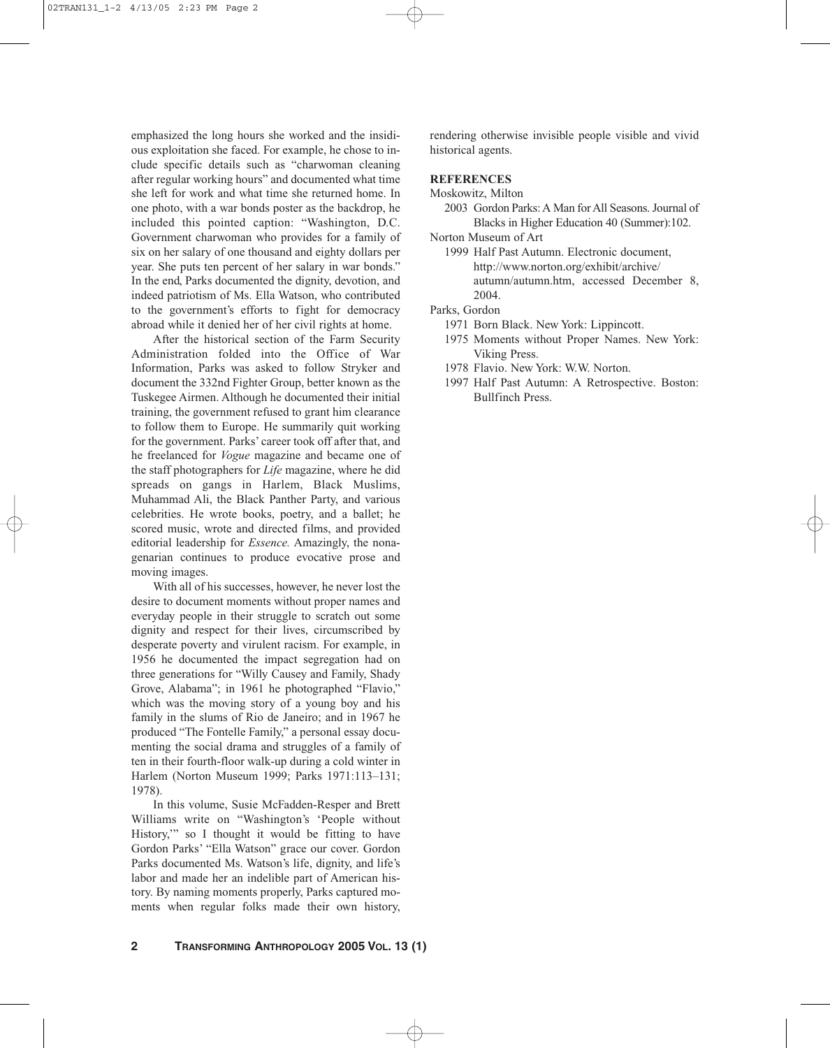emphasized the long hours she worked and the insidious exploitation she faced. For example, he chose to include specific details such as "charwoman cleaning after regular working hours" and documented what time she left for work and what time she returned home. In one photo, with a war bonds poster as the backdrop, he included this pointed caption: "Washington, D.C. Government charwoman who provides for a family of six on her salary of one thousand and eighty dollars per year. She puts ten percent of her salary in war bonds." In the end, Parks documented the dignity, devotion, and indeed patriotism of Ms. Ella Watson, who contributed to the government's efforts to fight for democracy abroad while it denied her of her civil rights at home.

After the historical section of the Farm Security Administration folded into the Office of War Information, Parks was asked to follow Stryker and document the 332nd Fighter Group, better known as the Tuskegee Airmen. Although he documented their initial training, the government refused to grant him clearance to follow them to Europe. He summarily quit working for the government. Parks' career took off after that, and he freelanced for *Vogue* magazine and became one of the staff photographers for *Life* magazine, where he did spreads on gangs in Harlem, Black Muslims, Muhammad Ali, the Black Panther Party, and various celebrities. He wrote books, poetry, and a ballet; he scored music, wrote and directed films, and provided editorial leadership for *Essence.* Amazingly, the nonagenarian continues to produce evocative prose and moving images.

With all of his successes, however, he never lost the desire to document moments without proper names and everyday people in their struggle to scratch out some dignity and respect for their lives, circumscribed by desperate poverty and virulent racism. For example, in 1956 he documented the impact segregation had on three generations for "Willy Causey and Family, Shady Grove, Alabama"; in 1961 he photographed "Flavio," which was the moving story of a young boy and his family in the slums of Rio de Janeiro; and in 1967 he produced "The Fontelle Family," a personal essay documenting the social drama and struggles of a family of ten in their fourth-floor walk-up during a cold winter in Harlem (Norton Museum 1999; Parks 1971:113–131; 1978).

In this volume, Susie McFadden-Resper and Brett Williams write on "Washington's 'People without History,'" so I thought it would be fitting to have Gordon Parks' "Ella Watson" grace our cover. Gordon Parks documented Ms. Watson's life, dignity, and life's labor and made her an indelible part of American history. By naming moments properly, Parks captured moments when regular folks made their own history, rendering otherwise invisible people visible and vivid historical agents.

## REFERENCES

Moskowitz, Milton

2003 Gordon Parks: A Man for All Seasons. Journal of Blacks in Higher Education 40 (Summer):102.

Norton Museum of Art

1999 Half Past Autumn. Electronic document, http://www.norton.org/exhibit/archive/autumn/autumn.htm, accessed December 8, 2004.

Parks, Gordon

1971 Born Black. New York: Lippincott.

1975 Moments without Proper Names. New York: Viking Press.

1978 Flavio. New York: W.W. Norton.

1997 Half Past Autumn: A Retrospective. Boston: Bullfinch Press.